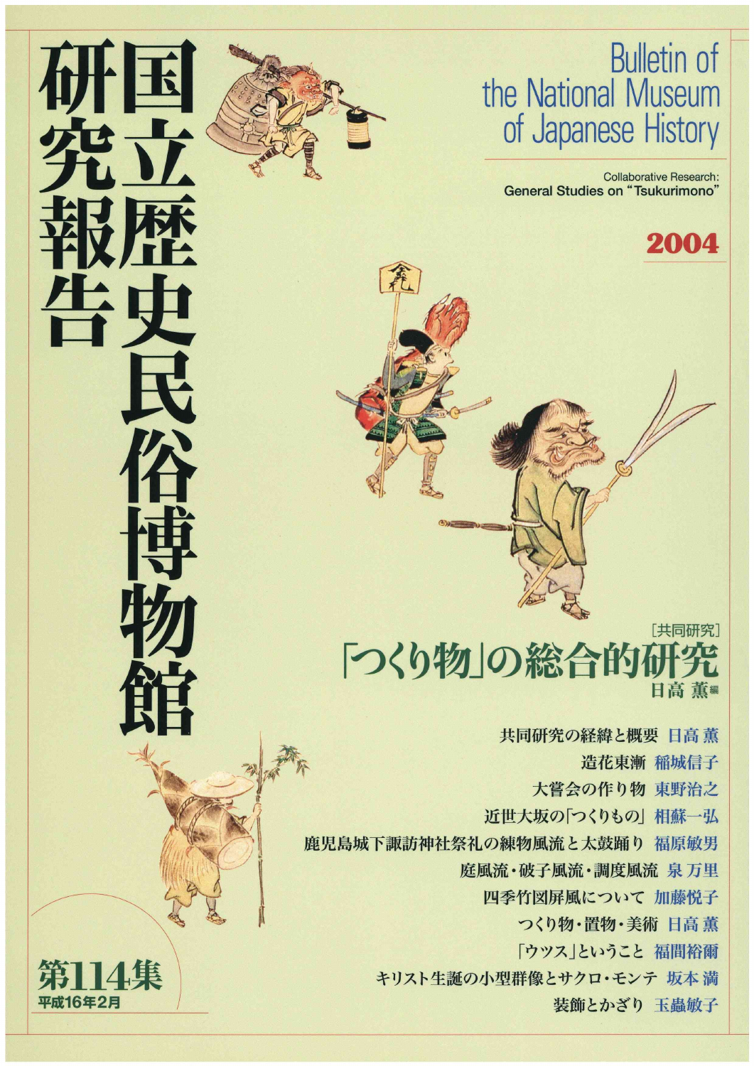# 国立歴史民俗博物館研究報告

# Bulletin of the National Museum of Japanese History

Collaborative Research:
General Studies on "Tsukurimono"

**2004**

［共同研究］

## 「つくり物」の総合的研究

日高 薫編

- 共同研究の経緯と概要　日高 薫
- 造花東漸　稲城信子
- 大嘗会の作り物　東野治之
- 近世大坂の「つくりもの」　相蘇一弘
- 鹿児島城下諏訪神社祭礼の練物風流と太鼓踊り　福原敏男
- 庭風流・破子風流・調度風流　泉 万里
- 四季竹図屏風について　加藤悦子
- つくり物・置物・美術　日高 薫
- 「ウツス」ということ　福間裕爾
- キリスト生誕の小型群像とサクロ・モンテ　坂本 満
- 装飾とかざり　玉蟲敏子

**第114集**

平成16年2月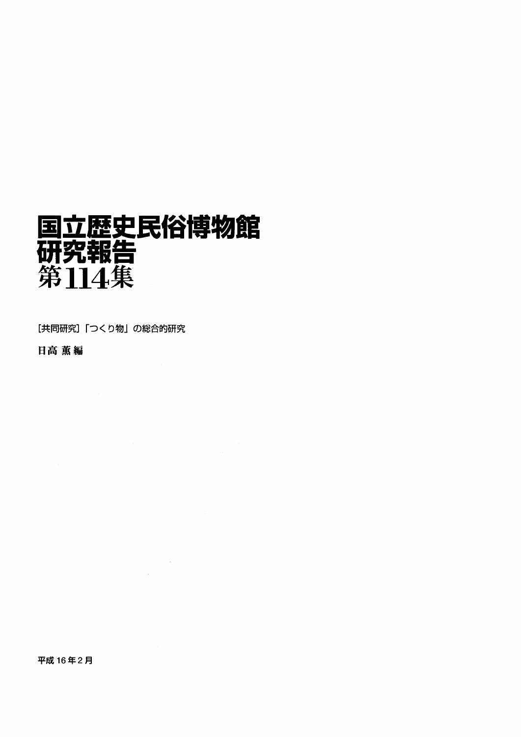# 国立歴史民俗博物館
# 研究報告
# 第114集

[共同研究]「つくり物」の総合的研究

**日高 薫 編**

平成 16 年 2 月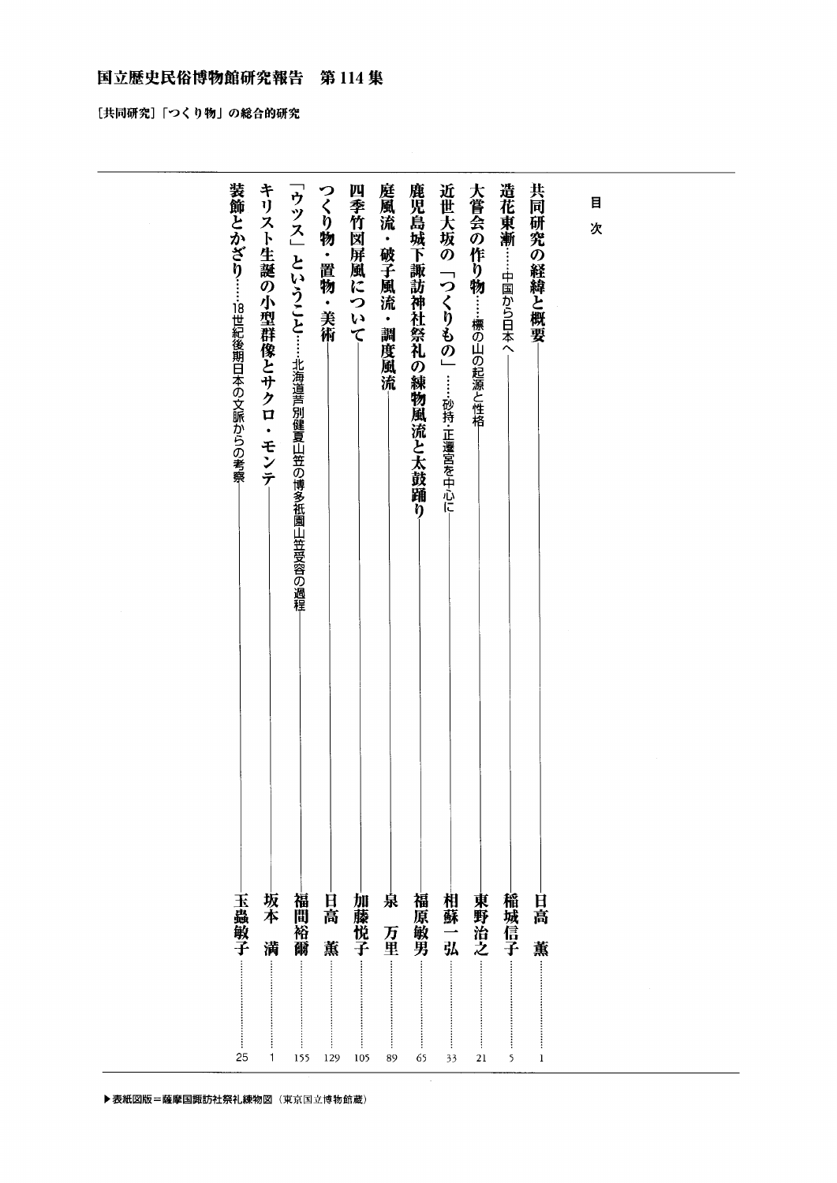# 国立歴史民俗博物館研究報告　第114集

［共同研究］「つくり物」の総合的研究

## 目次

- 共同研究の経緯と概要 ―― 日高　薫 …… 1
- 造花東漸……中国から日本へ ―― 稲城信子 …… 5
- 大嘗会の作り物……標の山の起源と性格 ―― 東野治之 …… 21
- 近世大坂の「つくりもの」……砂持・正遷宮を中心に ―― 相蘇一弘 …… 33
- 鹿児島城下諏訪神社祭礼の練物風流と太鼓踊り ―― 福原敏男 …… 65
- 庭風流・破子風流・調度風流 ―― 泉　万里 …… 89
- 四季竹図屏風について ―― 加藤悦子 …… 105
- つくり物・置物・美術 ―― 日高　薫 …… 129
- 「ウッス」ということ……北海道芦別健夏山笠の博多祇園山笠受容の過程 ―― 福間裕爾 …… 155
- キリスト生誕の小型群像とサクロ・モンテ ―― 坂本　満 …… 1
- 装飾とかざり……18世紀後期日本の文脈からの考察 ―― 玉蟲敏子 …… 25

▶表紙図版＝薩摩国諏訪社祭礼練物図（東京国立博物館蔵）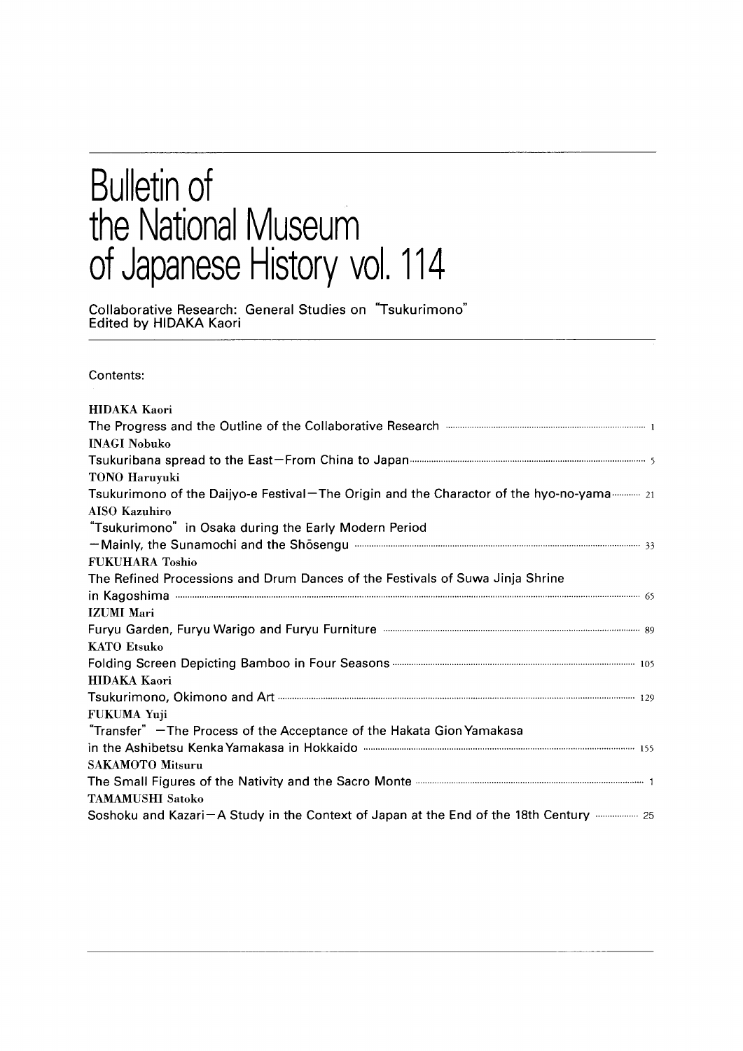# Bulletin of the National Museum of Japanese History vol. 114

Collaborative Research: General Studies on "Tsukurimono"
Edited by HIDAKA Kaori

Contents:

**HIDAKA Kaori**
The Progress and the Outline of the Collaborative Research ........ 1

**INAGI Nobuko**
Tsukuribana spread to the East—From China to Japan ........ 5

**TONO Haruyuki**
Tsukurimono of the Daijyo-e Festival—The Origin and the Charactor of the hyo-no-yama ........ 21

**AISO Kazuhiro**
"Tsukurimono" in Osaka during the Early Modern Period
—Mainly, the Sunamochi and the Shōsengu ........ 33

**FUKUHARA Toshio**
The Refined Processions and Drum Dances of the Festivals of Suwa Jinja Shrine in Kagoshima ........ 65

**IZUMI Mari**
Furyu Garden, Furyu Warigo and Furyu Furniture ........ 89

**KATO Etsuko**
Folding Screen Depicting Bamboo in Four Seasons ........ 105

**HIDAKA Kaori**
Tsukurimono, Okimono and Art ........ 129

**FUKUMA Yuji**
"Transfer" —The Process of the Acceptance of the Hakata Gion Yamakasa in the Ashibetsu Kenka Yamakasa in Hokkaido ........ 155

**SAKAMOTO Mitsuru**
The Small Figures of the Nativity and the Sacro Monte ........ 1

**TAMAMUSHI Satoko**
Soshoku and Kazari—A Study in the Context of Japan at the End of the 18th Century ........ 25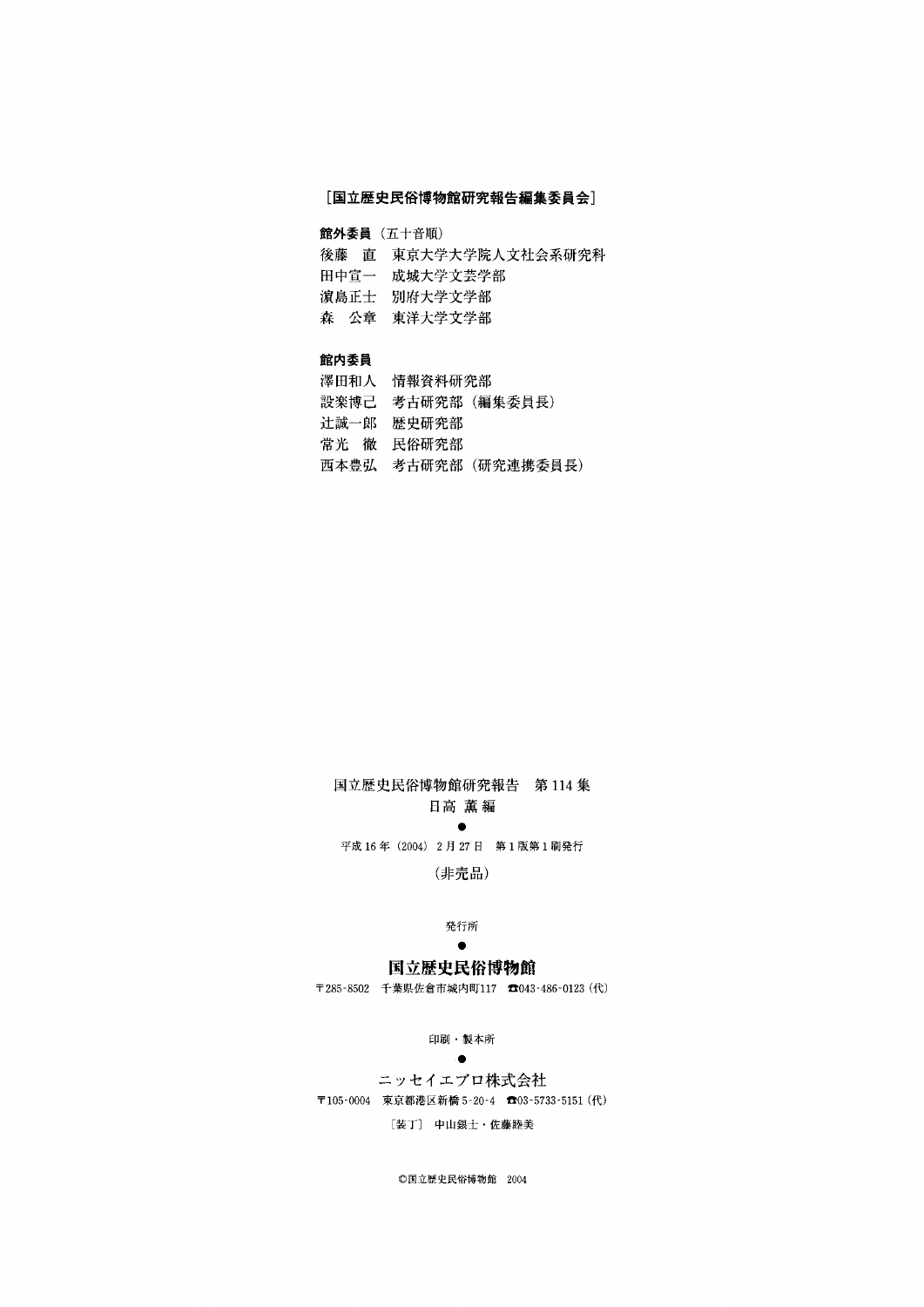**［国立歴史民俗博物館研究報告編集委員会］**

**館外委員**（五十音順）

後藤　直　東京大学大学院人文社会系研究科
田中宣一　成城大学文芸学部
濵島正士　別府大学文学部
森　公章　東洋大学文学部

**館内委員**

澤田和人　情報資料研究部
設楽博己　考古研究部（編集委員長）
辻誠一郎　歴史研究部
常光　徹　民俗研究部
西本豊弘　考古研究部（研究連携委員長）

国立歴史民俗博物館研究報告　第114集
日高 薫 編

●

平成16年（2004）2月27日　第1版第1刷発行

（非売品）

発行所

●

**国立歴史民俗博物館**

〒285-8502　千葉県佐倉市城内町117　☎043-486-0123（代）

印刷・製本所

●

ニッセイエブロ株式会社

〒105-0004　東京都港区新橋5-20-4　☎03-5733-5151（代）

［装丁］　中山銀士・佐藤睦美

©国立歴史民俗博物館　2004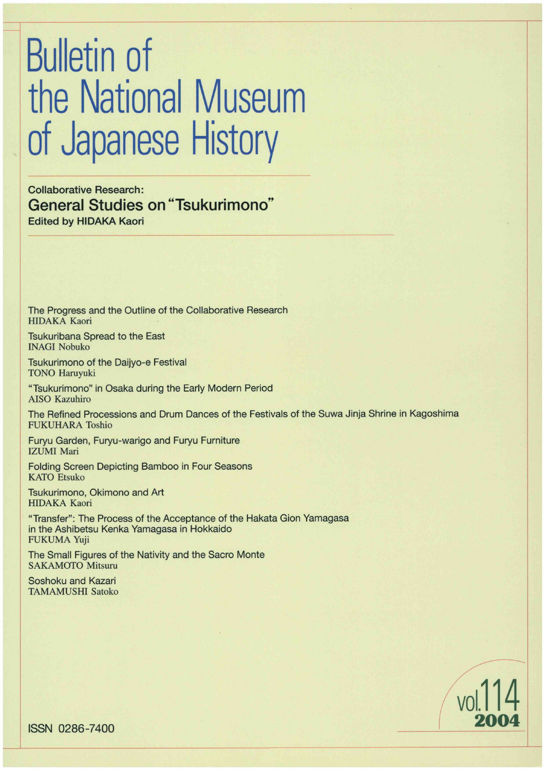# Bulletin of the National Museum of Japanese History

Collaborative Research:

## General Studies on "Tsukurimono"

Edited by HIDAKA Kaori

The Progress and the Outline of the Collaborative Research
HIDAKA Kaori

Tsukuribana Spread to the East
INAGI Nobuko

Tsukurimono of the Daijyo-e Festival
TONO Haruyuki

"Tsukurimono" in Osaka during the Early Modern Period
AISO Kazuhiro

The Refined Processions and Drum Dances of the Festivals of the Suwa Jinja Shrine in Kagoshima
FUKUHARA Toshio

Furyu Garden, Furyu-warigo and Furyu Furniture
IZUMI Mari

Folding Screen Depicting Bamboo in Four Seasons
KATO Etsuko

Tsukurimono, Okimono and Art
HIDAKA Kaori

"Transfer": The Process of the Acceptance of the Hakata Gion Yamagasa in the Ashibetsu Kenka Yamagasa in Hokkaido
FUKUMA Yuji

The Small Figures of the Nativity and the Sacro Monte
SAKAMOTO Mitsuru

Soshoku and Kazari
TAMAMUSHI Satoko

vol.114
2004

ISSN 0286-7400